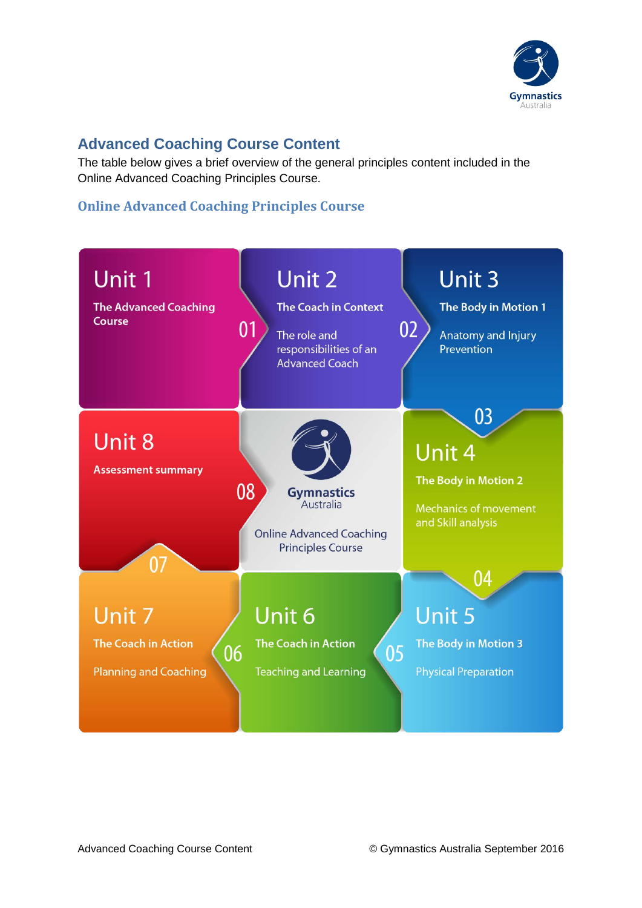## Advanced Coaching Course Content

The table below gives a brief overview of the general principles content included in the Online Advanced Coaching Principles Course.

### Online Advanced Coaching Principles Course

**Unit 1**
**The Advanced Coaching Course**

01

**Unit 2**
**The Coach in Context**
The role and responsibilities of an Advanced Coach

02

**Unit 3**
**The Body in Motion 1**
Anatomy and Injury Prevention

03

**Unit 4**
**The Body in Motion 2**
Mechanics of movement and Skill analysis

04

**Unit 5**
**The Body in Motion 3**
Physical Preparation

05

**Unit 6**
**The Coach in Action**
Teaching and Learning

06

**Unit 7**
**The Coach in Action**
Planning and Coaching

07

**Unit 8**
**Assessment summary**

08

Gymnastics Australia
Online Advanced Coaching Principles Course

Advanced Coaching Course Content © Gymnastics Australia September 2016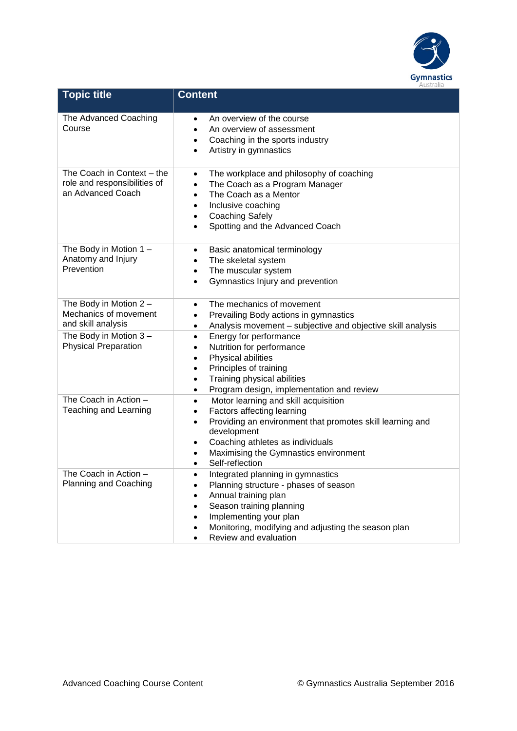| Topic title | Content |
| --- | --- |
| The Advanced Coaching Course | • An overview of the course<br>• An overview of assessment<br>• Coaching in the sports industry<br>• Artistry in gymnastics |
| The Coach in Context – the role and responsibilities of an Advanced Coach | • The workplace and philosophy of coaching<br>• The Coach as a Program Manager<br>• The Coach as a Mentor<br>• Inclusive coaching<br>• Coaching Safely<br>• Spotting and the Advanced Coach |
| The Body in Motion 1 – Anatomy and Injury Prevention | • Basic anatomical terminology<br>• The skeletal system<br>• The muscular system<br>• Gymnastics Injury and prevention |
| The Body in Motion 2 – Mechanics of movement and skill analysis | • The mechanics of movement<br>• Prevailing Body actions in gymnastics<br>• Analysis movement – subjective and objective skill analysis |
| The Body in Motion 3 – Physical Preparation | • Energy for performance<br>• Nutrition for performance<br>• Physical abilities<br>• Principles of training<br>• Training physical abilities<br>• Program design, implementation and review |
| The Coach in Action – Teaching and Learning | • Motor learning and skill acquisition<br>• Factors affecting learning<br>• Providing an environment that promotes skill learning and development<br>• Coaching athletes as individuals<br>• Maximising the Gymnastics environment<br>• Self-reflection |
| The Coach in Action – Planning and Coaching | • Integrated planning in gymnastics<br>• Planning structure - phases of season<br>• Annual training plan<br>• Season training planning<br>• Implementing your plan<br>• Monitoring, modifying and adjusting the season plan<br>• Review and evaluation |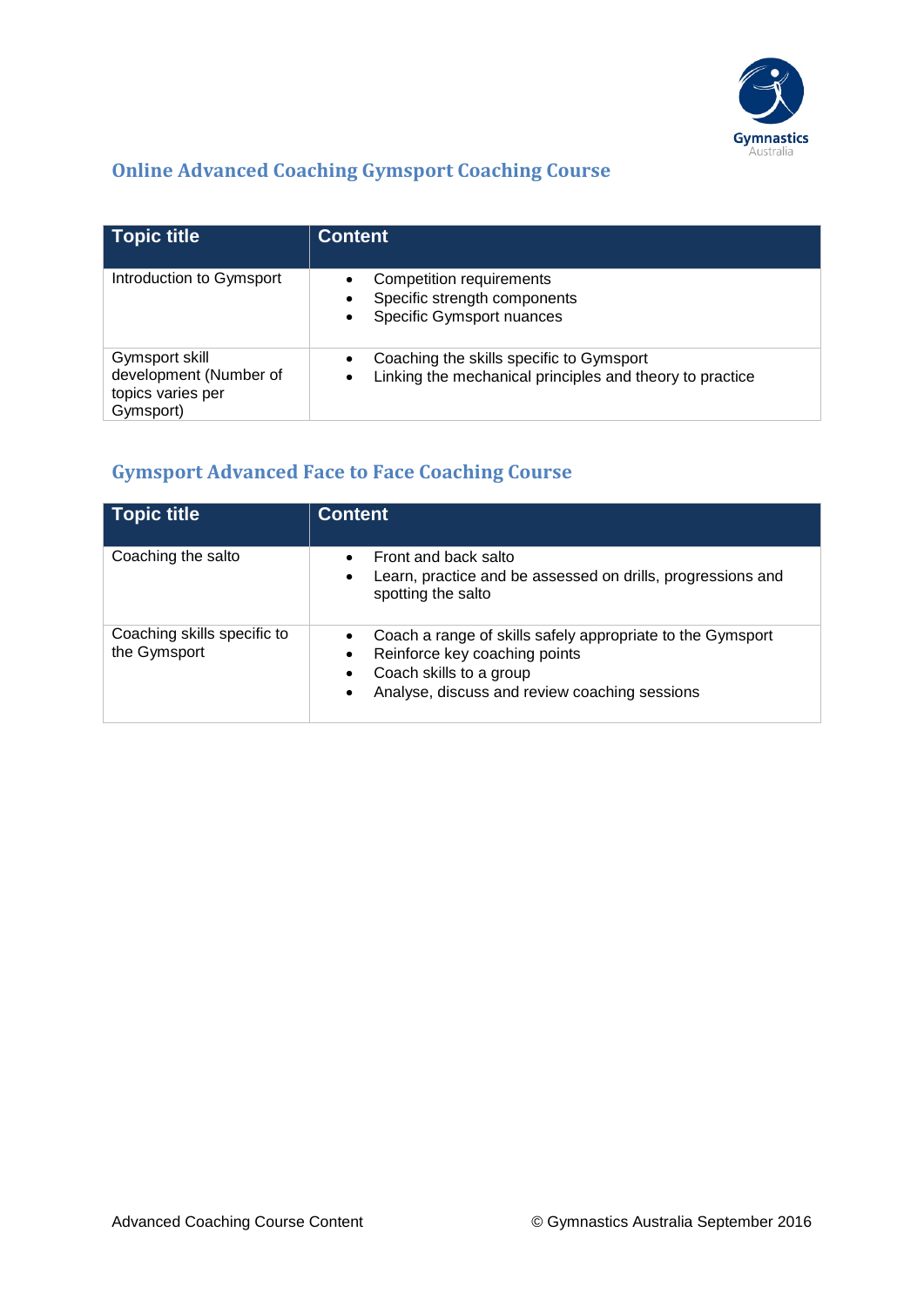## Online Advanced Coaching Gymsport Coaching Course

| Topic title | Content |
|---|---|
| Introduction to Gymsport | • Competition requirements<br>• Specific strength components<br>• Specific Gymsport nuances |
| Gymsport skill development (Number of topics varies per Gymsport) | • Coaching the skills specific to Gymsport<br>• Linking the mechanical principles and theory to practice |

## Gymsport Advanced Face to Face Coaching Course

| Topic title | Content |
|---|---|
| Coaching the salto | • Front and back salto<br>• Learn, practice and be assessed on drills, progressions and spotting the salto |
| Coaching skills specific to the Gymsport | • Coach a range of skills safely appropriate to the Gymsport<br>• Reinforce key coaching points<br>• Coach skills to a group<br>• Analyse, discuss and review coaching sessions |